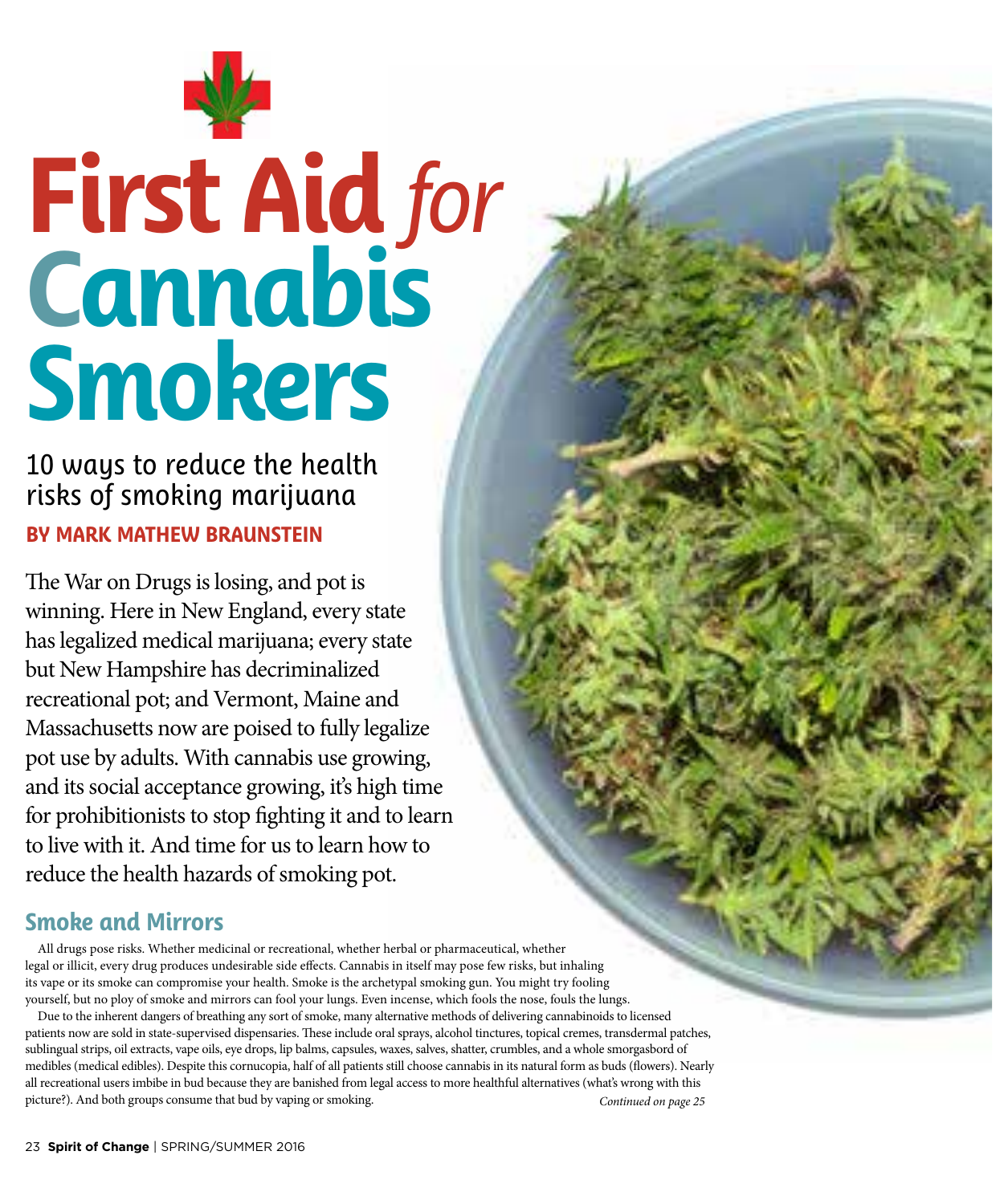# First Aid *for* Cannabis Smokers

## 10 ways to reduce the health risks of smoking marijuana

**BY MARK MATHEW BRAUNSTEIN**

The War on Drugs is losing, and pot is winning. Here in New England, every state has legalized medical marijuana; every state but New Hampshire has decriminalized recreational pot; and Vermont, Maine and Massachusetts now are poised to fully legalize pot use by adults. With cannabis use growing, and its social acceptance growing, it's high time for prohibitionists to stop fighting it and to learn to live with it. And time for us to learn how to reduce the health hazards of smoking pot.

### Smoke and Mirrors

All drugs pose risks. Whether medicinal or recreational, whether herbal or pharmaceutical, whether legal or illicit, every drug produces undesirable side effects. Cannabis in itself may pose few risks, but inhaling its vape or its smoke can compromise your health. Smoke is the archetypal smoking gun. You might try fooling yourself, but no ploy of smoke and mirrors can fool your lungs. Even incense, which fools the nose, fouls the lungs.

Due to the inherent dangers of breathing any sort of smoke, many alternative methods of delivering cannabinoids to licensed patients now are sold in state-supervised dispensaries. These include oral sprays, alcohol tinctures, topical cremes, transdermal patches, sublingual strips, oil extracts, vape oils, eye drops, lip balms, capsules, waxes, salves, shatter, crumbles, and a whole smorgasbord of medibles (medical edibles). Despite this cornucopia, half of all patients still choose cannabis in its natural form as buds (flowers). Nearly all recreational users imbibe in bud because they are banished from legal access to more healthful alternatives (what's wrong with this picture?). And both groups consume that bud by vaping or smoking.

*Continued on page 25*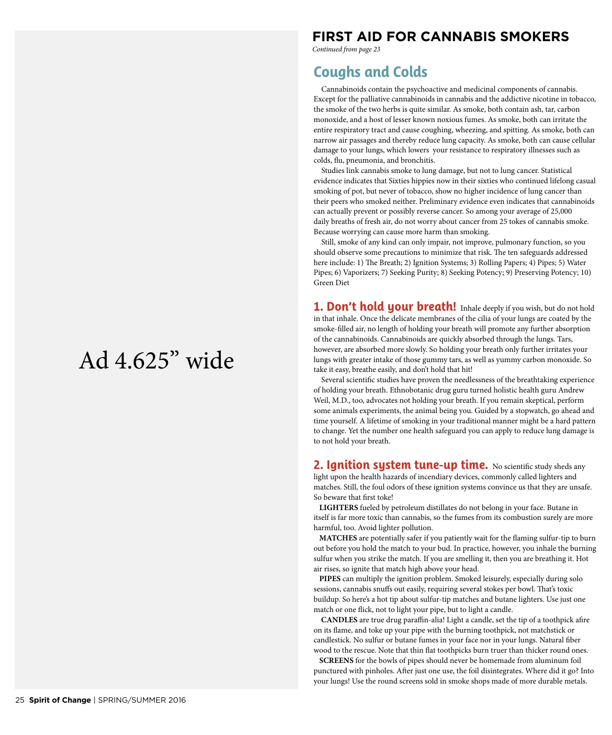## FIRST AID FOR CANNABIS SMOKERS

*Continued from page 23*

### Coughs and Colds

Cannabinoids contain the psychoactive and medicinal components of cannabis. Except for the palliative cannabinoids in cannabis and the addictive nicotine in tobacco, the smoke of the two herbs is quite similar. As smoke, both contain ash, tar, carbon monoxide, and a host of lesser known noxious fumes. As smoke, both can irritate the entire respiratory tract and cause coughing, wheezing, and spitting. As smoke, both can narrow air passages and thereby reduce lung capacity. As smoke, both can cause cellular damage to your lungs, which lowers your resistance to respiratory illnesses such as colds, flu, pneumonia, and bronchitis.

Studies link cannabis smoke to lung damage, but not to lung cancer. Statistical evidence indicates that Sixties hippies now in their sixties who continued lifelong casual smoking of pot, but never of tobacco, show no higher incidence of lung cancer than their peers who smoked neither. Preliminary evidence even indicates that cannabinoids can actually prevent or possibly reverse cancer. So among your average of 25,000 daily breaths of fresh air, do not worry about cancer from 25 tokes of cannabis smoke. Because worrying can cause more harm than smoking.

Still, smoke of any kind can only impair, not improve, pulmonary function, so you should observe some precautions to minimize that risk. The ten safeguards addressed here include: 1) The Breath; 2) Ignition Systems; 3) Rolling Papers; 4) Pipes; 5) Water Pipes; 6) Vaporizers; 7) Seeking Purity; 8) Seeking Potency; 9) Preserving Potency; 10) Green Diet

**1. Don't hold your breath!** Inhale deeply if you wish, but do not hold in that inhale. Once the delicate membranes of the cilia of your lungs are coated by the smoke-filled air, no length of holding your breath will promote any further absorption of the cannabinoids. Cannabinoids are quickly absorbed through the lungs. Tars, however, are absorbed more slowly. So holding your breath only further irritates your lungs with greater intake of those gummy tars, as well as yummy carbon monoxide. So take it easy, breathe easily, and don't hold that hit!

Several scientific studies have proven the needlessness of the breathtaking experience of holding your breath. Ethnobotanic drug guru turned holistic health guru Andrew Weil, M.D., too, advocates not holding your breath. If you remain skeptical, perform some animals experiments, the animal being you. Guided by a stopwatch, go ahead and time yourself. A lifetime of smoking in your traditional manner might be a hard pattern to change. Yet the number one health safeguard you can apply to reduce lung damage is to not hold your breath.

**2. Ignition system tune-up time.** No scientific study sheds any light upon the health hazards of incendiary devices, commonly called lighters and matches. Still, the foul odors of these ignition systems convince us that they are unsafe. So beware that first toke!

**LIGHTERS** fueled by petroleum distillates do not belong in your face. Butane in itself is far more toxic than cannabis, so the fumes from its combustion surely are more harmful, too. Avoid lighter pollution.

**MATCHES** are potentially safer if you patiently wait for the flaming sulfur-tip to burn out before you hold the match to your bud. In practice, however, you inhale the burning sulfur when you strike the match. If you are smelling it, then you are breathing it. Hot air rises, so ignite that match high above your head.

**PIPES** can multiply the ignition problem. Smoked leisurely, especially during solo sessions, cannabis snuffs out easily, requiring several stokes per bowl. That's toxic buildup. So here's a hot tip about sulfur-tip matches and butane lighters. Use just one match or one flick, not to light your pipe, but to light a candle.

**CANDLES** are true drug paraffin-alia! Light a candle, set the tip of a toothpick afire on its flame, and toke up your pipe with the burning toothpick, not matchstick or candlestick. No sulfur or butane fumes in your face nor in your lungs. Natural fiber wood to the rescue. Note that thin flat toothpicks burn truer than thicker round ones.

**SCREENS** for the bowls of pipes should never be homemade from aluminum foil punctured with pinholes. After just one use, the foil disintegrates. Where did it go? Into your lungs! Use the round screens sold in smoke shops made of more durable metals.

Ad 4.625" wide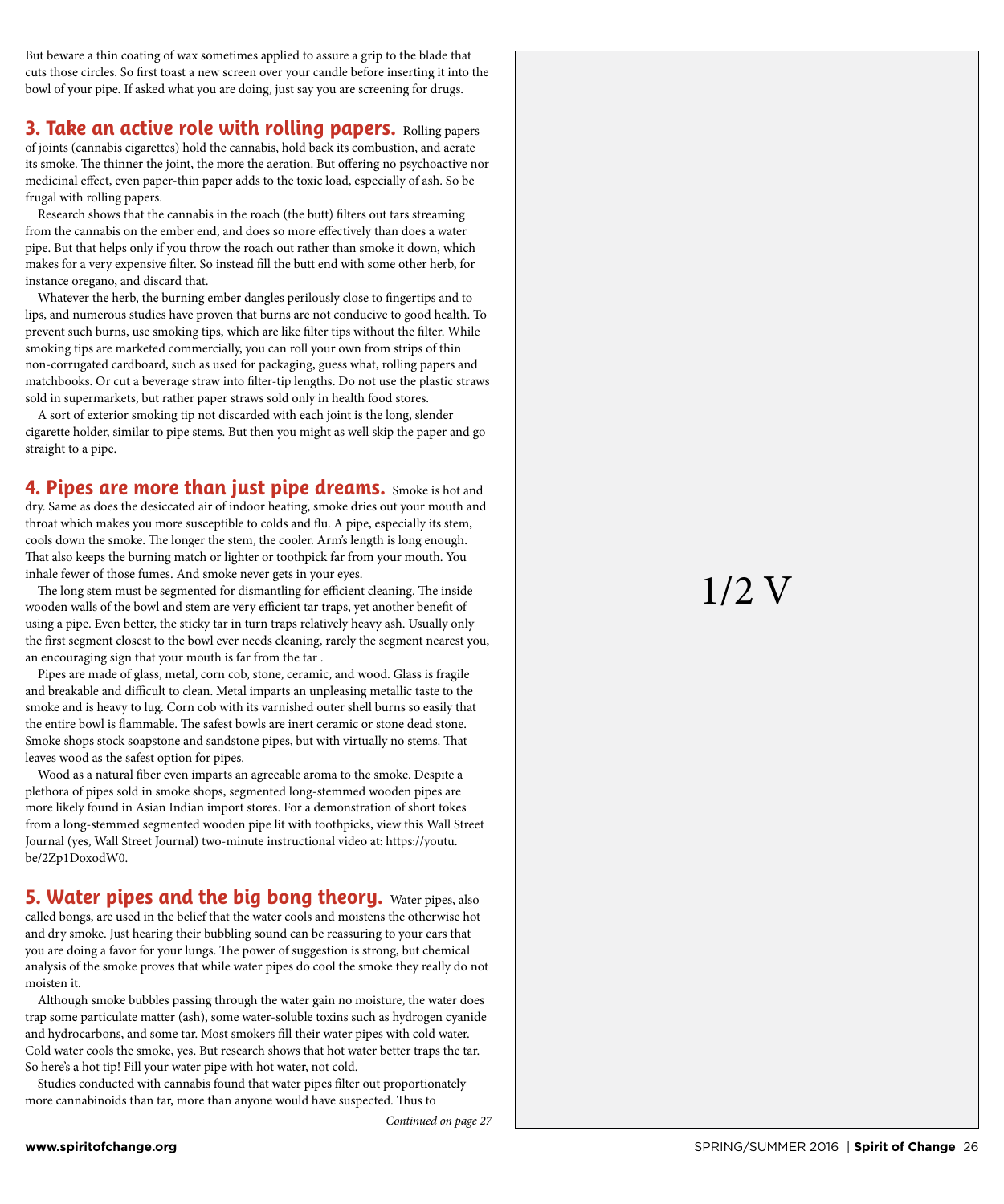But beware a thin coating of wax sometimes applied to assure a grip to the blade that cuts those circles. So first toast a new screen over your candle before inserting it into the bowl of your pipe. If asked what you are doing, just say you are screening for drugs.

## 3. Take an active role with rolling papers.

Rolling papers of joints (cannabis cigarettes) hold the cannabis, hold back its combustion, and aerate its smoke. The thinner the joint, the more the aeration. But offering no psychoactive nor medicinal effect, even paper-thin paper adds to the toxic load, especially of ash. So be frugal with rolling papers.

Research shows that the cannabis in the roach (the butt) filters out tars streaming from the cannabis on the ember end, and does so more effectively than does a water pipe. But that helps only if you throw the roach out rather than smoke it down, which makes for a very expensive filter. So instead fill the butt end with some other herb, for instance oregano, and discard that.

Whatever the herb, the burning ember dangles perilously close to fingertips and to lips, and numerous studies have proven that burns are not conducive to good health. To prevent such burns, use smoking tips, which are like filter tips without the filter. While smoking tips are marketed commercially, you can roll your own from strips of thin non-corrugated cardboard, such as used for packaging, guess what, rolling papers and matchbooks. Or cut a beverage straw into filter-tip lengths. Do not use the plastic straws sold in supermarkets, but rather paper straws sold only in health food stores.

A sort of exterior smoking tip not discarded with each joint is the long, slender cigarette holder, similar to pipe stems. But then you might as well skip the paper and go straight to a pipe.

## 4. Pipes are more than just pipe dreams.

Smoke is hot and dry. Same as does the desiccated air of indoor heating, smoke dries out your mouth and throat which makes you more susceptible to colds and flu. A pipe, especially its stem, cools down the smoke. The longer the stem, the cooler. Arm's length is long enough. That also keeps the burning match or lighter or toothpick far from your mouth. You inhale fewer of those fumes. And smoke never gets in your eyes.

The long stem must be segmented for dismantling for efficient cleaning. The inside wooden walls of the bowl and stem are very efficient tar traps, yet another benefit of using a pipe. Even better, the sticky tar in turn traps relatively heavy ash. Usually only the first segment closest to the bowl ever needs cleaning, rarely the segment nearest you, an encouraging sign that your mouth is far from the tar .

Pipes are made of glass, metal, corn cob, stone, ceramic, and wood. Glass is fragile and breakable and difficult to clean. Metal imparts an unpleasing metallic taste to the smoke and is heavy to lug. Corn cob with its varnished outer shell burns so easily that the entire bowl is flammable. The safest bowls are inert ceramic or stone dead stone. Smoke shops stock soapstone and sandstone pipes, but with virtually no stems. That leaves wood as the safest option for pipes.

Wood as a natural fiber even imparts an agreeable aroma to the smoke. Despite a plethora of pipes sold in smoke shops, segmented long-stemmed wooden pipes are more likely found in Asian Indian import stores. For a demonstration of short tokes from a long-stemmed segmented wooden pipe lit with toothpicks, view this Wall Street Journal (yes, Wall Street Journal) two-minute instructional video at: https://youtu.be/2Zp1DoxodW0.

## 5. Water pipes and the big bong theory.

Water pipes, also called bongs, are used in the belief that the water cools and moistens the otherwise hot and dry smoke. Just hearing their bubbling sound can be reassuring to your ears that you are doing a favor for your lungs. The power of suggestion is strong, but chemical analysis of the smoke proves that while water pipes do cool the smoke they really do not moisten it.

Although smoke bubbles passing through the water gain no moisture, the water does trap some particulate matter (ash), some water-soluble toxins such as hydrogen cyanide and hydrocarbons, and some tar. Most smokers fill their water pipes with cold water. Cold water cools the smoke, yes. But research shows that hot water better traps the tar. So here's a hot tip! Fill your water pipe with hot water, not cold.

Studies conducted with cannabis found that water pipes filter out proportionately more cannabinoids than tar, more than anyone would have suspected. Thus to

*Continued on page 27*

1/2 V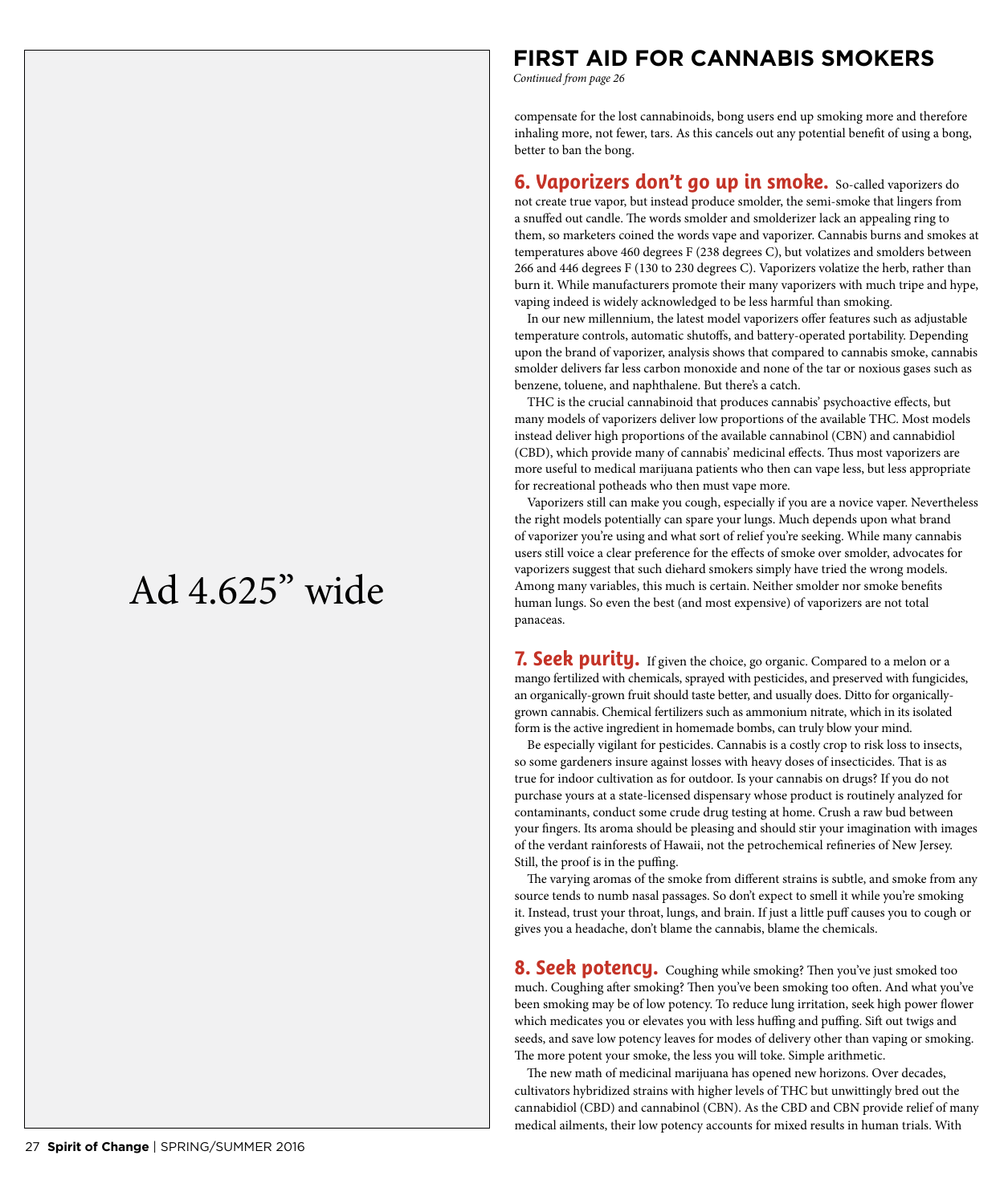## FIRST AID FOR CANNABIS SMOKERS

*Continued from page 26*

compensate for the lost cannabinoids, bong users end up smoking more and therefore inhaling more, not fewer, tars. As this cancels out any potential benefit of using a bong, better to ban the bong.

**6. Vaporizers don't go up in smoke.** So-called vaporizers do not create true vapor, but instead produce smolder, the semi-smoke that lingers from a snuffed out candle. The words smolder and smolderizer lack an appealing ring to them, so marketers coined the words vape and vaporizer. Cannabis burns and smokes at temperatures above 460 degrees F (238 degrees C), but volatizes and smolders between 266 and 446 degrees F (130 to 230 degrees C). Vaporizers volatize the herb, rather than burn it. While manufacturers promote their many vaporizers with much tripe and hype, vaping indeed is widely acknowledged to be less harmful than smoking.

In our new millennium, the latest model vaporizers offer features such as adjustable temperature controls, automatic shutoffs, and battery-operated portability. Depending upon the brand of vaporizer, analysis shows that compared to cannabis smoke, cannabis smolder delivers far less carbon monoxide and none of the tar or noxious gases such as benzene, toluene, and naphthalene. But there's a catch.

THC is the crucial cannabinoid that produces cannabis' psychoactive effects, but many models of vaporizers deliver low proportions of the available THC. Most models instead deliver high proportions of the available cannabinol (CBN) and cannabidiol (CBD), which provide many of cannabis' medicinal effects. Thus most vaporizers are more useful to medical marijuana patients who then can vape less, but less appropriate for recreational potheads who then must vape more.

Vaporizers still can make you cough, especially if you are a novice vaper. Nevertheless the right models potentially can spare your lungs. Much depends upon what brand of vaporizer you're using and what sort of relief you're seeking. While many cannabis users still voice a clear preference for the effects of smoke over smolder, advocates for vaporizers suggest that such diehard smokers simply have tried the wrong models. Among many variables, this much is certain. Neither smolder nor smoke benefits human lungs. So even the best (and most expensive) of vaporizers are not total panaceas.

**7. Seek purity.** If given the choice, go organic. Compared to a melon or a mango fertilized with chemicals, sprayed with pesticides, and preserved with fungicides, an organically-grown fruit should taste better, and usually does. Ditto for organically-grown cannabis. Chemical fertilizers such as ammonium nitrate, which in its isolated form is the active ingredient in homemade bombs, can truly blow your mind.

Be especially vigilant for pesticides. Cannabis is a costly crop to risk loss to insects, so some gardeners insure against losses with heavy doses of insecticides. That is as true for indoor cultivation as for outdoor. Is your cannabis on drugs? If you do not purchase yours at a state-licensed dispensary whose product is routinely analyzed for contaminants, conduct some crude drug testing at home. Crush a raw bud between your fingers. Its aroma should be pleasing and should stir your imagination with images of the verdant rainforests of Hawaii, not the petrochemical refineries of New Jersey. Still, the proof is in the puffing.

The varying aromas of the smoke from different strains is subtle, and smoke from any source tends to numb nasal passages. So don't expect to smell it while you're smoking it. Instead, trust your throat, lungs, and brain. If just a little puff causes you to cough or gives you a headache, don't blame the cannabis, blame the chemicals.

**8. Seek potency.** Coughing while smoking? Then you've just smoked too much. Coughing after smoking? Then you've been smoking too often. And what you've been smoking may be of low potency. To reduce lung irritation, seek high power flower which medicates you or elevates you with less huffing and puffing. Sift out twigs and seeds, and save low potency leaves for modes of delivery other than vaping or smoking. The more potent your smoke, the less you will toke. Simple arithmetic.

The new math of medicinal marijuana has opened new horizons. Over decades, cultivators hybridized strains with higher levels of THC but unwittingly bred out the cannabidiol (CBD) and cannabinol (CBN). As the CBD and CBN provide relief of many medical ailments, their low potency accounts for mixed results in human trials. With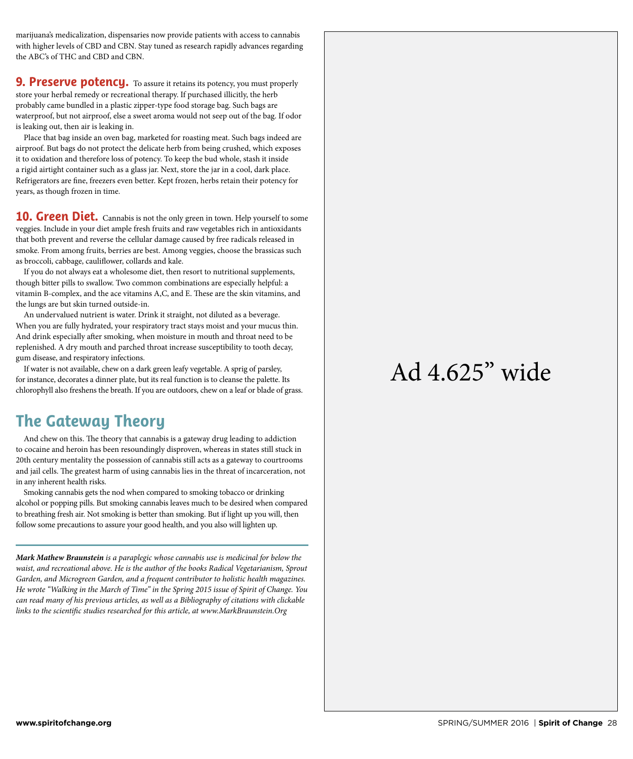marijuana's medicalization, dispensaries now provide patients with access to cannabis with higher levels of CBD and CBN. Stay tuned as research rapidly advances regarding the ABC's of THC and CBD and CBN.

**9. Preserve potency.** To assure it retains its potency, you must properly store your herbal remedy or recreational therapy. If purchased illicitly, the herb probably came bundled in a plastic zipper-type food storage bag. Such bags are waterproof, but not airproof, else a sweet aroma would not seep out of the bag. If odor is leaking out, then air is leaking in.

Place that bag inside an oven bag, marketed for roasting meat. Such bags indeed are airproof. But bags do not protect the delicate herb from being crushed, which exposes it to oxidation and therefore loss of potency. To keep the bud whole, stash it inside a rigid airtight container such as a glass jar. Next, store the jar in a cool, dark place. Refrigerators are fine, freezers even better. Kept frozen, herbs retain their potency for years, as though frozen in time.

**10. Green Diet.** Cannabis is not the only green in town. Help yourself to some veggies. Include in your diet ample fresh fruits and raw vegetables rich in antioxidants that both prevent and reverse the cellular damage caused by free radicals released in smoke. From among fruits, berries are best. Among veggies, choose the brassicas such as broccoli, cabbage, cauliflower, collards and kale.

If you do not always eat a wholesome diet, then resort to nutritional supplements, though bitter pills to swallow. Two common combinations are especially helpful: a vitamin B-complex, and the ace vitamins A,C, and E. These are the skin vitamins, and the lungs are but skin turned outside-in.

An undervalued nutrient is water. Drink it straight, not diluted as a beverage. When you are fully hydrated, your respiratory tract stays moist and your mucus thin. And drink especially after smoking, when moisture in mouth and throat need to be replenished. A dry mouth and parched throat increase susceptibility to tooth decay, gum disease, and respiratory infections.

If water is not available, chew on a dark green leafy vegetable. A sprig of parsley, for instance, decorates a dinner plate, but its real function is to cleanse the palette. Its chlorophyll also freshens the breath. If you are outdoors, chew on a leaf or blade of grass.

## The Gateway Theory

And chew on this. The theory that cannabis is a gateway drug leading to addiction to cocaine and heroin has been resoundingly disproven, whereas in states still stuck in 20th century mentality the possession of cannabis still acts as a gateway to courtrooms and jail cells. The greatest harm of using cannabis lies in the threat of incarceration, not in any inherent health risks.

Smoking cannabis gets the nod when compared to smoking tobacco or drinking alcohol or popping pills. But smoking cannabis leaves much to be desired when compared to breathing fresh air. Not smoking is better than smoking. But if light up you will, then follow some precautions to assure your good health, and you also will lighten up.

---

***Mark Mathew Braunstein*** *is a paraplegic whose cannabis use is medicinal for below the waist, and recreational above. He is the author of the books Radical Vegetarianism, Sprout Garden, and Microgreen Garden, and a frequent contributor to holistic health magazines. He wrote "Walking in the March of Time" in the Spring 2015 issue of Spirit of Change. You can read many of his previous articles, as well as a Bibliography of citations with clickable links to the scientific studies researched for this article, at www.MarkBraunstein.Org*

Ad 4.625" wide